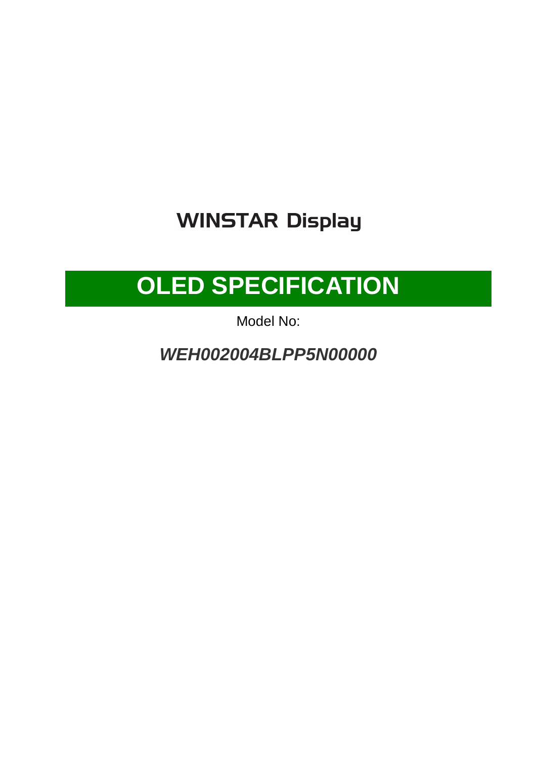WINSTAR Display

# OLED SPECIFICATION

Model No:

***WEH002004BLPP5N00000***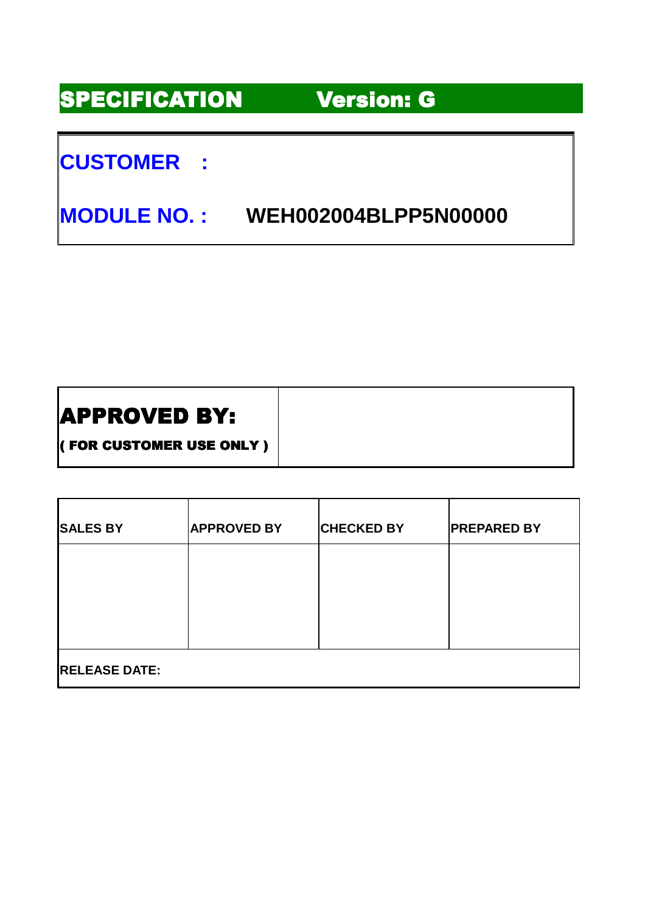# SPECIFICATION Version: G

**CUSTOMER :**

**MODULE NO. : WEH002004BLPP5N00000**

| **APPROVED BY:** ( FOR CUSTOMER USE ONLY ) | |
|---|---|

| SALES BY | APPROVED BY | CHECKED BY | PREPARED BY |
|---|---|---|---|
| | | | |
| RELEASE DATE: | | | |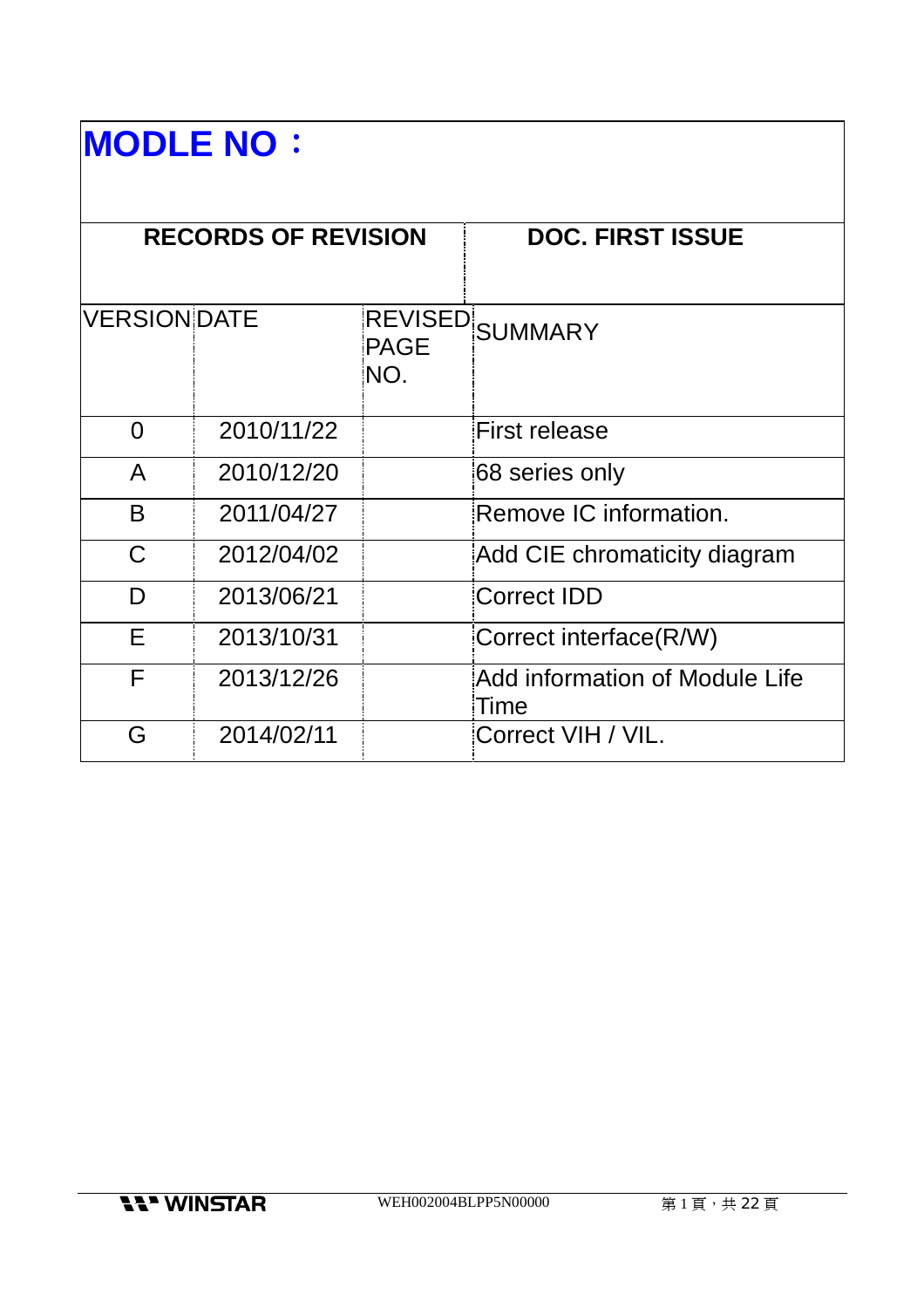# MODLE NO：

| RECORDS OF REVISION | | | DOC. FIRST ISSUE |
|---|---|---|---|
| VERSION | DATE | REVISED PAGE NO. | SUMMARY |
| 0 | 2010/11/22 | | First release |
| A | 2010/12/20 | | 68 series only |
| B | 2011/04/27 | | Remove IC information. |
| C | 2012/04/02 | | Add CIE chromaticity diagram |
| D | 2013/06/21 | | Correct IDD |
| E | 2013/10/31 | | Correct interface(R/W) |
| F | 2013/12/26 | | Add information of Module Life Time |
| G | 2014/02/11 | | Correct VIH / VIL. |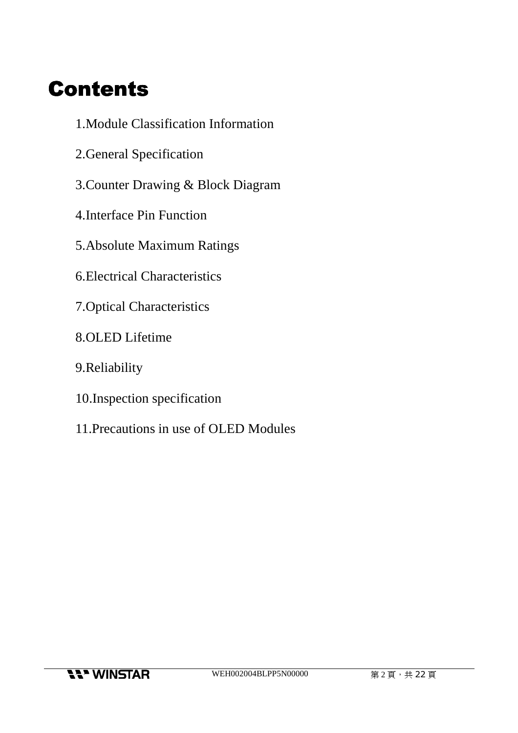# Contents

1.Module Classification Information

2.General Specification

3.Counter Drawing & Block Diagram

4.Interface Pin Function

5.Absolute Maximum Ratings

6.Electrical Characteristics

7.Optical Characteristics

8.OLED Lifetime

9.Reliability

10.Inspection specification

11.Precautions in use of OLED Modules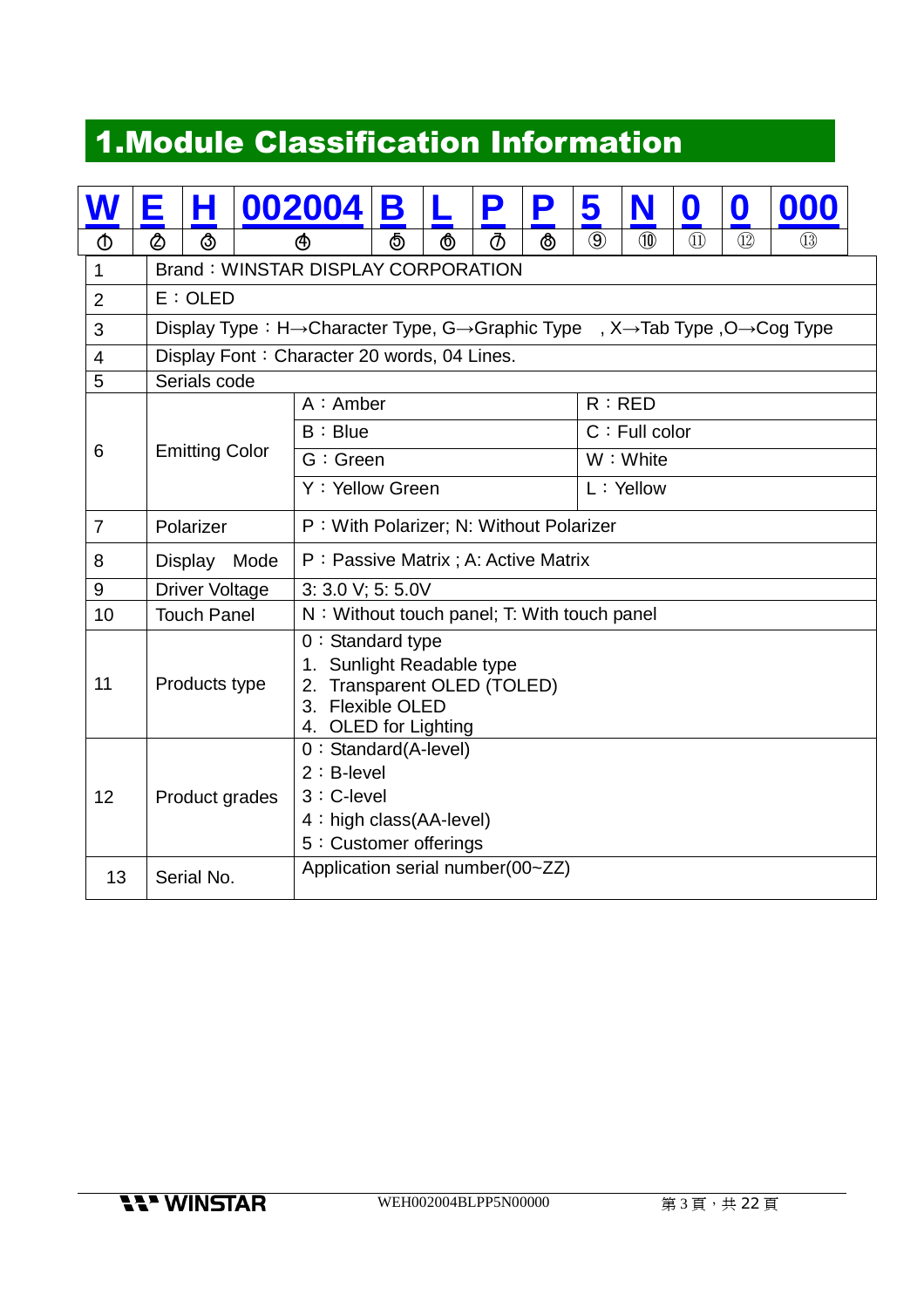# 1.Module Classification Information

| W | E | H | 002004 | B | L | P | P | 5 | N | 0 | 0 | 000 |
|---|---|---|---|---|---|---|---|---|---|---|---|---|
| ① | ② | ③ | ④ | ⑤ | ⑥ | ⑦ | ⑧ | ⑨ | ⑩ | ⑪ | ⑫ | ⑬ |

| | | | |
|---|---|---|---|
| 1 | Brand：WINSTAR DISPLAY CORPORATION | | |
| 2 | E：OLED | | |
| 3 | Display Type：H→Character Type, G→Graphic Type , X→Tab Type ,O→Cog Type | | |
| 4 | Display Font：Character 20 words, 04 Lines. | | |
| 5 | Serials code | | |
| 6 | Emitting Color | A：Amber | R：RED |
| | | B：Blue | C：Full color |
| | | G：Green | W：White |
| | | Y：Yellow Green | L：Yellow |
| 7 | Polarizer | P：With Polarizer; N: Without Polarizer | |
| 8 | Display Mode | P：Passive Matrix ; A: Active Matrix | |
| 9 | Driver Voltage | 3: 3.0 V; 5: 5.0V | |
| 10 | Touch Panel | N：Without touch panel; T: With touch panel | |
| 11 | Products type | 0：Standard type<br>1. Sunlight Readable type<br>2. Transparent OLED (TOLED)<br>3. Flexible OLED<br>4. OLED for Lighting | |
| 12 | Product grades | 0：Standard(A-level)<br>2：B-level<br>3：C-level<br>4：high class(AA-level)<br>5：Customer offerings | |
| 13 | Serial No. | Application serial number(00~ZZ) | |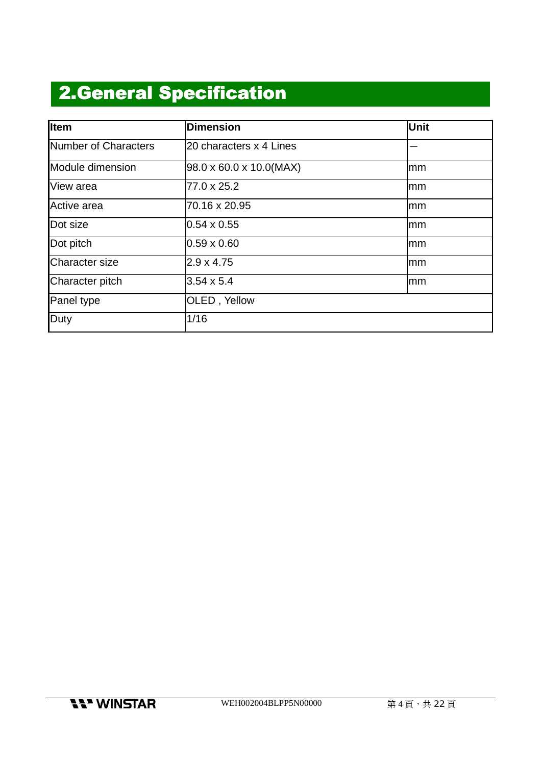## 2.General Specification

| Item | Dimension | Unit |
|---|---|---|
| Number of Characters | 20 characters x 4 Lines | — |
| Module dimension | 98.0 x 60.0 x 10.0(MAX) | mm |
| View area | 77.0 x 25.2 | mm |
| Active area | 70.16 x 20.95 | mm |
| Dot size | 0.54 x 0.55 | mm |
| Dot pitch | 0.59 x 0.60 | mm |
| Character size | 2.9 x 4.75 | mm |
| Character pitch | 3.54 x 5.4 | mm |
| Panel type | OLED , Yellow | |
| Duty | 1/16 | |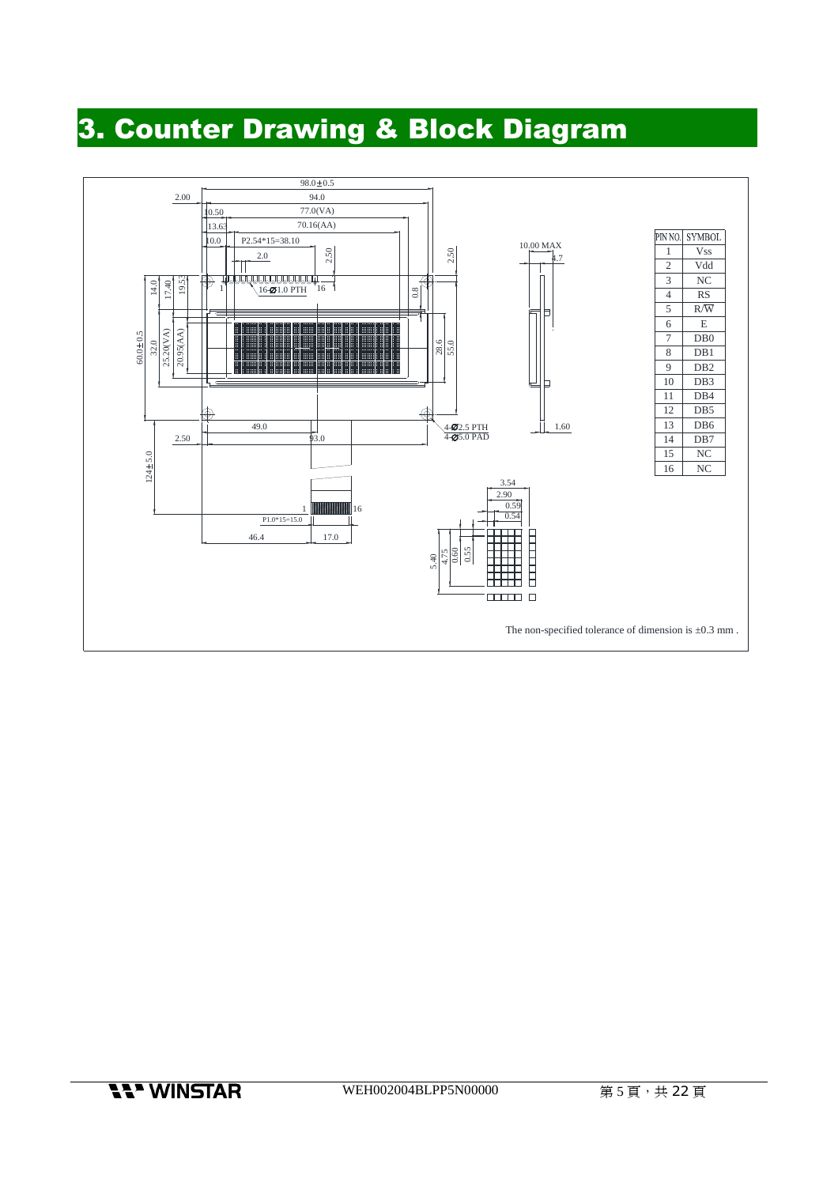# 3. Counter Drawing & Block Diagram

| PIN NO. | SYMBOL |
|---|---|
| 1 | Vss |
| 2 | Vdd |
| 3 | NC |
| 4 | RS |
| 5 | R/W |
| 6 | E |
| 7 | DB0 |
| 8 | DB1 |
| 9 | DB2 |
| 10 | DB3 |
| 11 | DB4 |
| 12 | DB5 |
| 13 | DB6 |
| 14 | DB7 |
| 15 | NC |
| 16 | NC |

The non-specified tolerance of dimension is ±0.3 mm .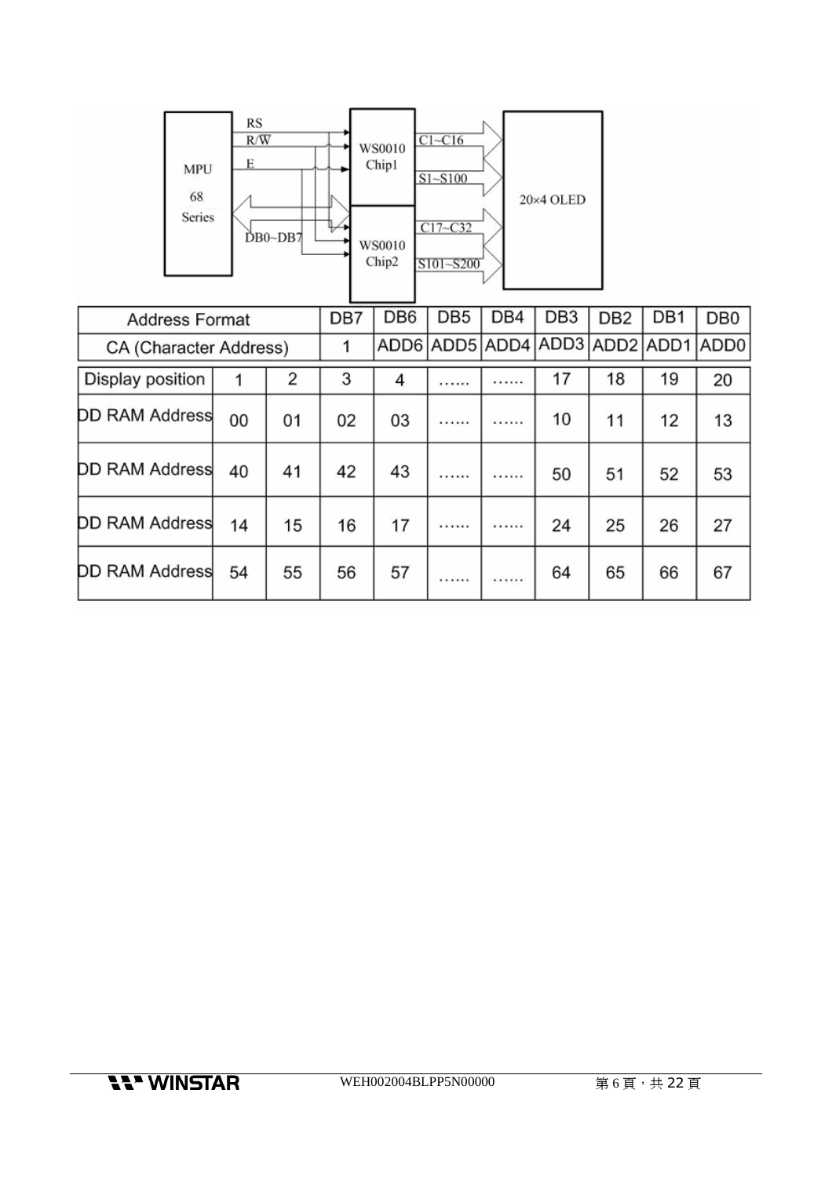| Address Format | | | DB7 | DB6 | DB5 | DB4 | DB3 | DB2 | DB1 | DB0 |
|---|---|---|---|---|---|---|---|---|---|---|
| CA (Character Address) | | | 1 | ADD6 | ADD5 | ADD4 | ADD3 | ADD2 | ADD1 | ADD0 |

| Display position | 1 | 2 | 3 | 4 | …… | …… | 17 | 18 | 19 | 20 |
|---|---|---|---|---|---|---|---|---|---|---|
| DD RAM Address | 00 | 01 | 02 | 03 | …… | …… | 10 | 11 | 12 | 13 |
| DD RAM Address | 40 | 41 | 42 | 43 | …… | …… | 50 | 51 | 52 | 53 |
| DD RAM Address | 14 | 15 | 16 | 17 | …… | …… | 24 | 25 | 26 | 27 |
| DD RAM Address | 54 | 55 | 56 | 57 | …… | …… | 64 | 65 | 66 | 67 |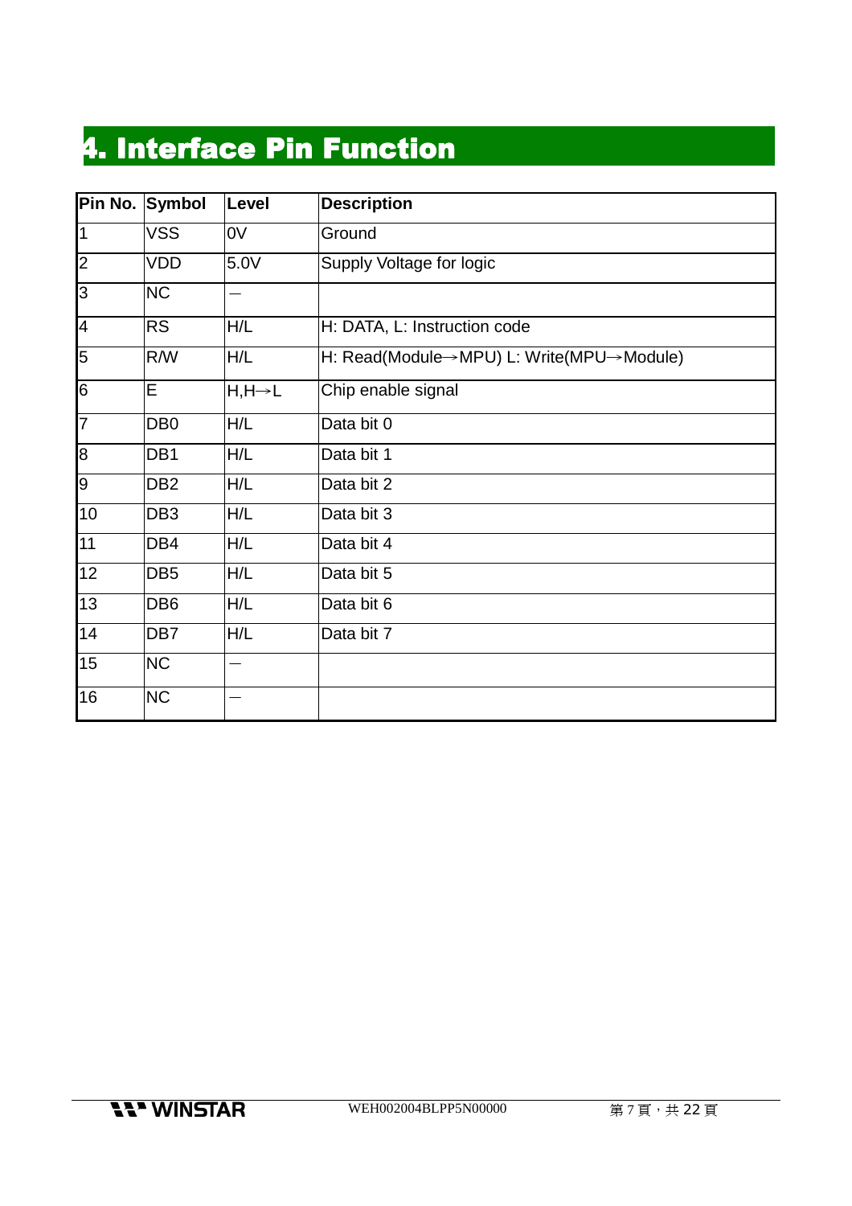# 4. Interface Pin Function

| Pin No. | Symbol | Level | Description |
|---|---|---|---|
| 1 | VSS | 0V | Ground |
| 2 | VDD | 5.0V | Supply Voltage for logic |
| 3 | NC | — | |
| 4 | RS | H/L | H: DATA, L: Instruction code |
| 5 | R/W | H/L | H: Read(Module→MPU) L: Write(MPU→Module) |
| 6 | E | H,H→L | Chip enable signal |
| 7 | DB0 | H/L | Data bit 0 |
| 8 | DB1 | H/L | Data bit 1 |
| 9 | DB2 | H/L | Data bit 2 |
| 10 | DB3 | H/L | Data bit 3 |
| 11 | DB4 | H/L | Data bit 4 |
| 12 | DB5 | H/L | Data bit 5 |
| 13 | DB6 | H/L | Data bit 6 |
| 14 | DB7 | H/L | Data bit 7 |
| 15 | NC | — | |
| 16 | NC | — | |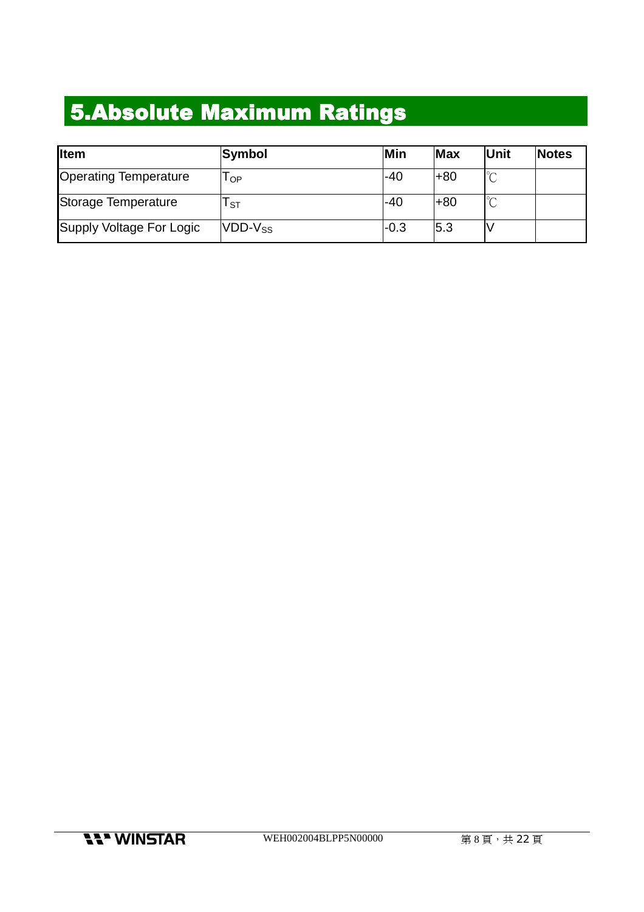# 5.Absolute Maximum Ratings

| Item | Symbol | Min | Max | Unit | Notes |
|---|---|---|---|---|---|
| Operating Temperature | $T_{OP}$ | -40 | +80 | ℃ | |
| Storage Temperature | $T_{ST}$ | -40 | +80 | ℃ | |
| Supply Voltage For Logic | $VDD-V_{SS}$ | -0.3 | 5.3 | V | |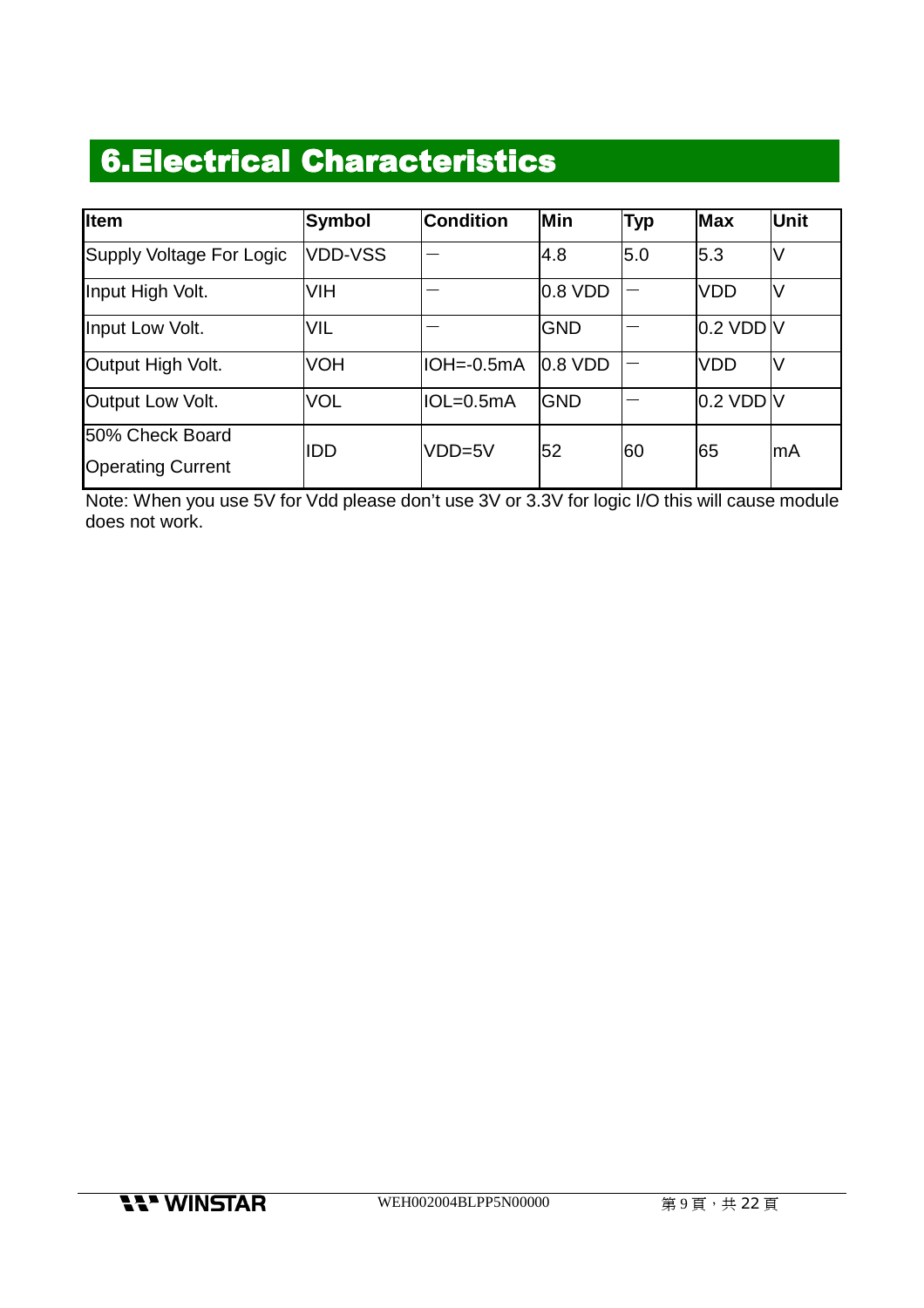# 6.Electrical Characteristics

| Item | Symbol | Condition | Min | Typ | Max | Unit |
| --- | --- | --- | --- | --- | --- | --- |
| Supply Voltage For Logic | VDD-VSS | — | 4.8 | 5.0 | 5.3 | V |
| Input High Volt. | VIH | — | 0.8 VDD | — | VDD | V |
| Input Low Volt. | VIL | — | GND | — | 0.2 VDD | V |
| Output High Volt. | VOH | IOH=-0.5mA | 0.8 VDD | — | VDD | V |
| Output Low Volt. | VOL | IOL=0.5mA | GND | — | 0.2 VDD | V |
| 50% Check Board Operating Current | IDD | VDD=5V | 52 | 60 | 65 | mA |

Note: When you use 5V for Vdd please don't use 3V or 3.3V for logic I/O this will cause module does not work.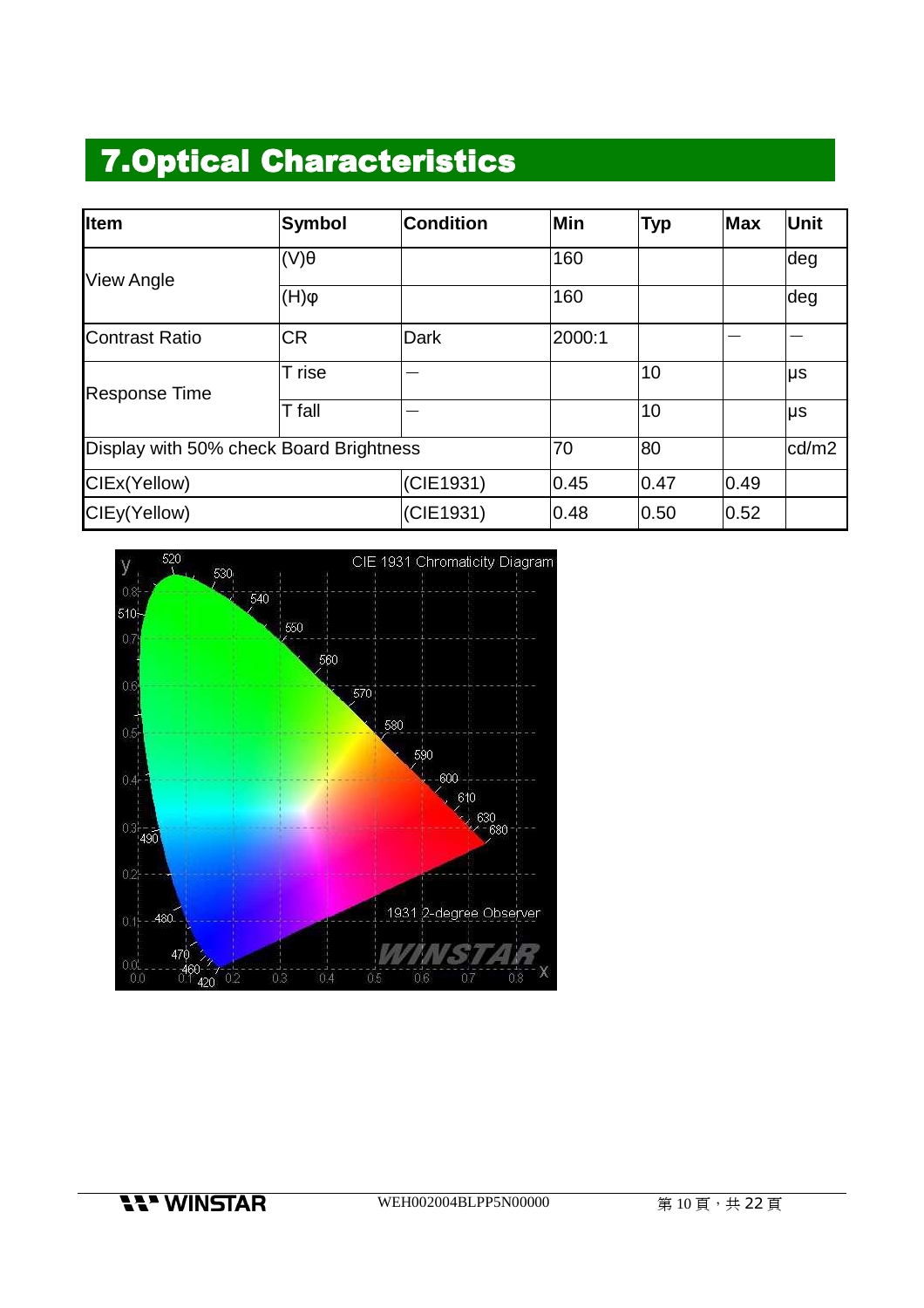# 7.Optical Characteristics

| Item | Symbol | Condition | Min | Typ | Max | Unit |
|---|---|---|---|---|---|---|
| View Angle | (V)θ | | 160 | | | deg |
| | (H)φ | | 160 | | | deg |
| Contrast Ratio | CR | Dark | 2000:1 | | — | — |
| Response Time | T rise | — | | 10 | | μs |
| | T fall | — | | 10 | | μs |
| Display with 50% check Board Brightness | | | 70 | 80 | | cd/m2 |
| CIEx(Yellow) | | (CIE1931) | 0.45 | 0.47 | 0.49 | |
| CIEy(Yellow) | | (CIE1931) | 0.48 | 0.50 | 0.52 | |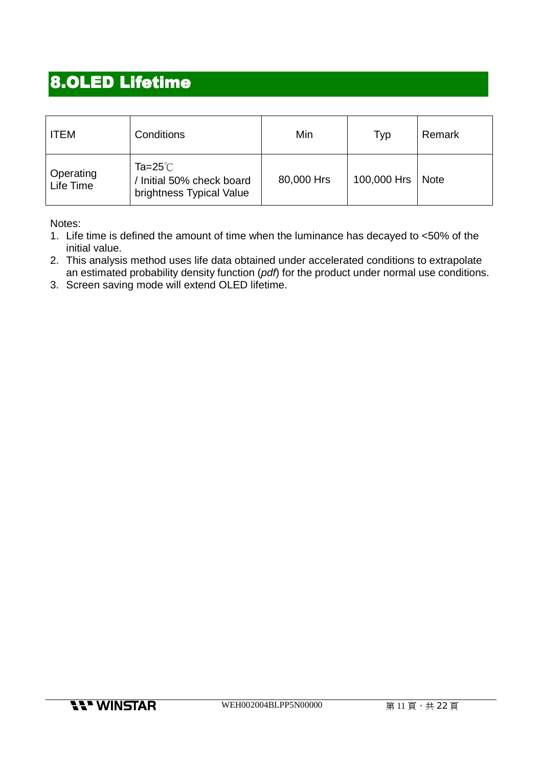# 8.OLED Lifetime

| ITEM | Conditions | Min | Typ | Remark |
|---|---|---|---|---|
| Operating Life Time | Ta=25℃ / Initial 50% check board brightness Typical Value | 80,000 Hrs | 100,000 Hrs | Note |

Notes:

1. Life time is defined the amount of time when the luminance has decayed to <50% of the initial value.
2. This analysis method uses life data obtained under accelerated conditions to extrapolate an estimated probability density function (*pdf*) for the product under normal use conditions.
3. Screen saving mode will extend OLED lifetime.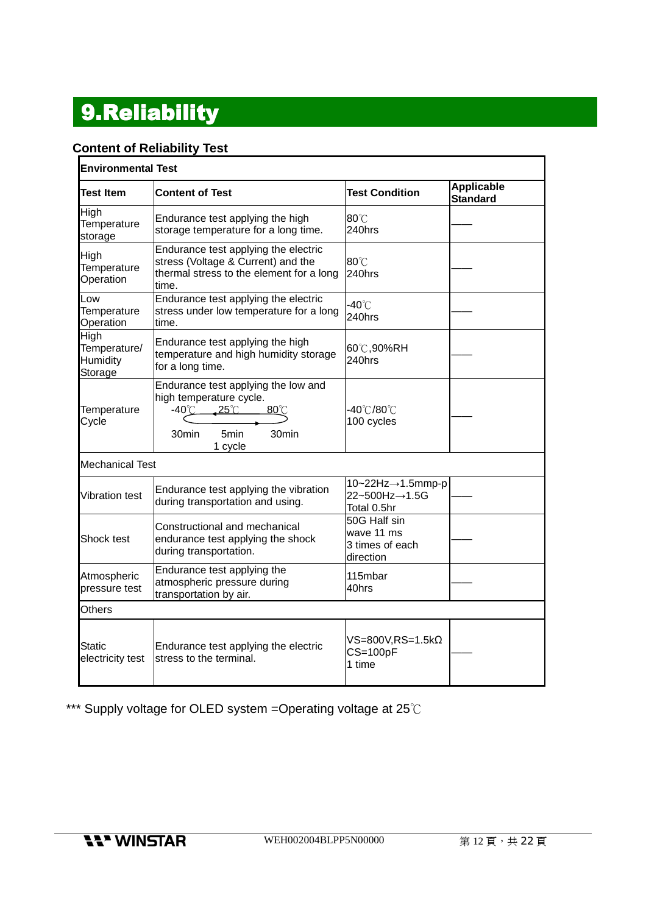# 9.Reliability

### Content of Reliability Test

| Environmental Test | | | |
|---|---|---|---|
| **Test Item** | **Content of Test** | **Test Condition** | **Applicable Standard** |
| High Temperature storage | Endurance test applying the high storage temperature for a long time. | 80℃ 240hrs | —— |
| High Temperature Operation | Endurance test applying the electric stress (Voltage & Current) and the thermal stress to the element for a long time. | 80℃ 240hrs | —— |
| Low Temperature Operation | Endurance test applying the electric stress under low temperature for a long time. | -40℃ 240hrs | —— |
| High Temperature/ Humidity Storage | Endurance test applying the high temperature and high humidity storage for a long time. | 60℃,90%RH 240hrs | —— |
| Temperature Cycle | Endurance test applying the low and high temperature cycle. -40℃ 25℃ 80℃ 30min 5min 30min 1 cycle | -40℃/80℃ 100 cycles | —— |
| Mechanical Test | | | |
| Vibration test | Endurance test applying the vibration during transportation and using. | 10~22Hz→1.5mmp-p 22~500Hz→1.5G Total 0.5hr | —— |
| Shock test | Constructional and mechanical endurance test applying the shock during transportation. | 50G Half sin wave 11 ms 3 times of each direction | —— |
| Atmospheric pressure test | Endurance test applying the atmospheric pressure during transportation by air. | 115mbar 40hrs | —— |
| Others | | | |
| Static electricity test | Endurance test applying the electric stress to the terminal. | VS=800V,RS=1.5kΩ CS=100pF 1 time | —— |

*** Supply voltage for OLED system =Operating voltage at 25℃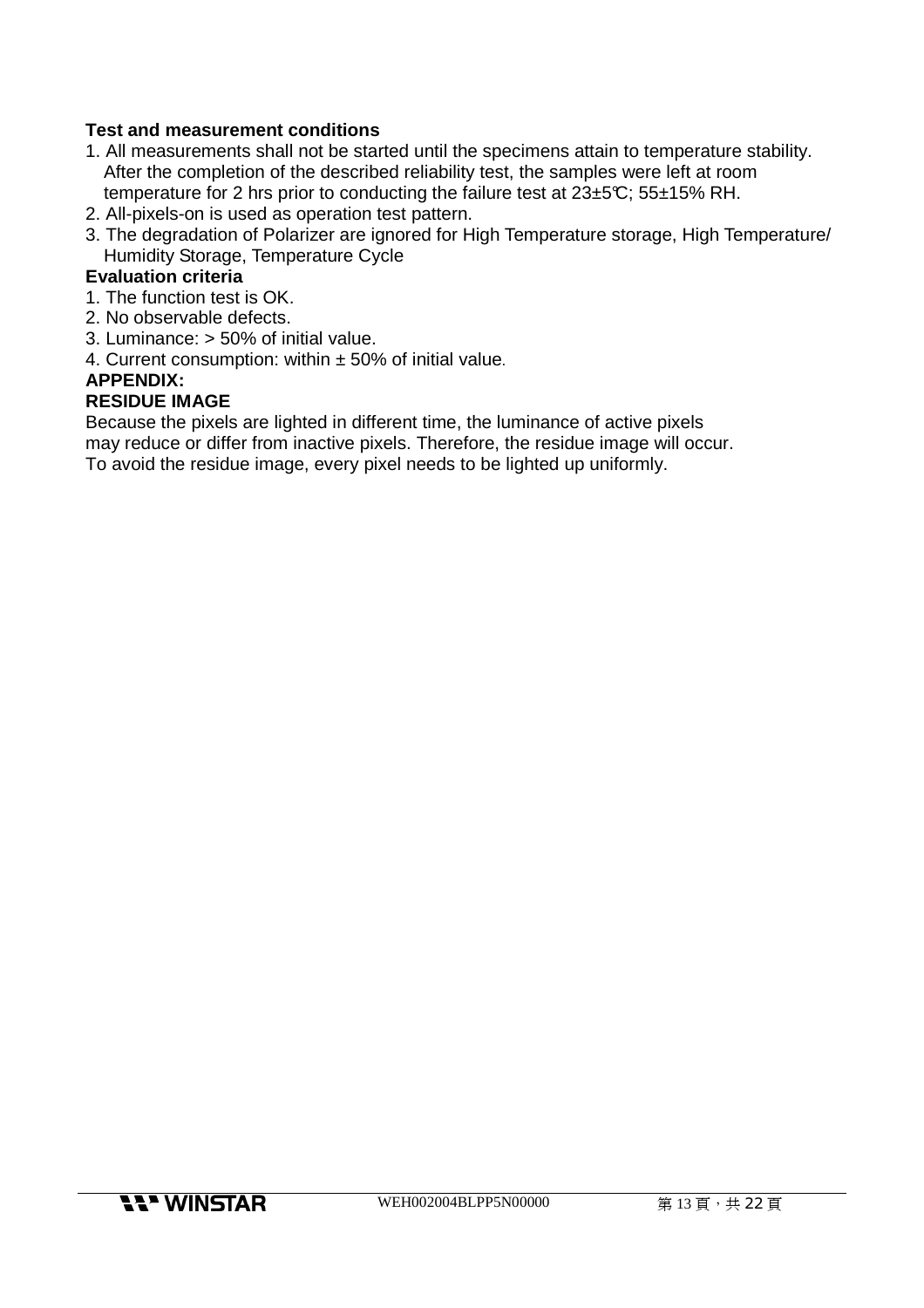**Test and measurement conditions**

1. All measurements shall not be started until the specimens attain to temperature stability. After the completion of the described reliability test, the samples were left at room temperature for 2 hrs prior to conducting the failure test at 23±5℃; 55±15% RH.
2. All-pixels-on is used as operation test pattern.
3. The degradation of Polarizer are ignored for High Temperature storage, High Temperature/ Humidity Storage, Temperature Cycle

**Evaluation criteria**

1. The function test is OK.
2. No observable defects.
3. Luminance: > 50% of initial value.
4. Current consumption: within ± 50% of initial value.

**APPENDIX:**

**RESIDUE IMAGE**

Because the pixels are lighted in different time, the luminance of active pixels may reduce or differ from inactive pixels. Therefore, the residue image will occur. To avoid the residue image, every pixel needs to be lighted up uniformly.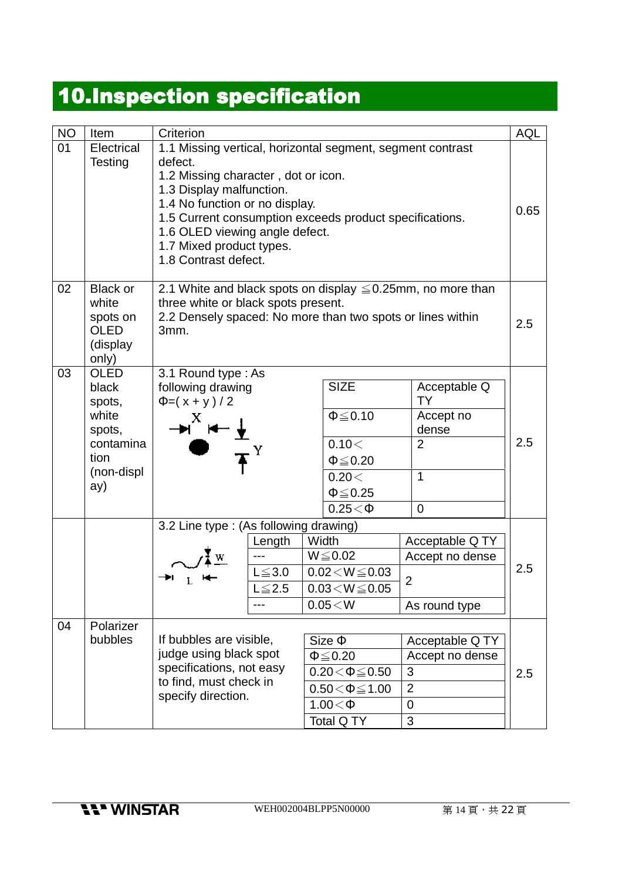## 10.Inspection specification

| NO | Item | Criterion | AQL |
|---|---|---|---|
| 01 | Electrical Testing | 1.1 Missing vertical, horizontal segment, segment contrast defect.<br>1.2 Missing character , dot or icon.<br>1.3 Display malfunction.<br>1.4 No function or no display.<br>1.5 Current consumption exceeds product specifications.<br>1.6 OLED viewing angle defect.<br>1.7 Mixed product types.<br>1.8 Contrast defect. | 0.65 |
| 02 | Black or white spots on OLED (display only) | 2.1 White and black spots on display ≦0.25mm, no more than three white or black spots present.<br>2.2 Densely spaced: No more than two spots or lines within 3mm. | 2.5 |
| 03 | OLED black spots, white spots, contamination (non-display) | 3.1 Round type : As following drawing<br>Φ=( x + y ) / 2<br><br>SIZE / Acceptable Q TY:<br>Φ≦0.10 — Accept no dense<br>0.10＜Φ≦0.20 — 2<br>0.20＜Φ≦0.25 — 1<br>0.25＜Φ — 0 | 2.5 |
| | | 3.2 Line type : (As following drawing)<br><br>Length / Width / Acceptable Q TY:<br>--- / W≦0.02 / Accept no dense<br>L≦3.0 / 0.02＜W≦0.03 / 2<br>L≦2.5 / 0.03＜W≦0.05 / 2<br>--- / 0.05＜W / As round type | 2.5 |
| 04 | Polarizer bubbles | If bubbles are visible, judge using black spot specifications, not easy to find, must check in specify direction.<br><br>Size Φ / Acceptable Q TY:<br>Φ≦0.20 — Accept no dense<br>0.20＜Φ≦0.50 — 3<br>0.50＜Φ≦1.00 — 2<br>1.00＜Φ — 0<br>Total Q TY — 3 | 2.5 |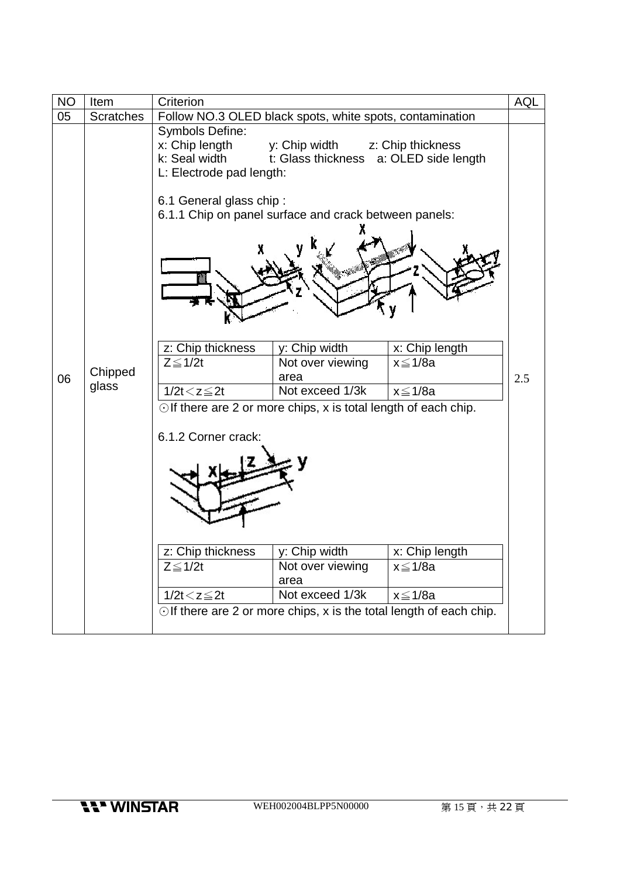| NO | Item | Criterion | AQL |
|---|---|---|---|
| 05 | Scratches | Follow NO.3 OLED black spots, white spots, contamination | |
| 06 | Chipped glass | Symbols Define:<br>x: Chip length y: Chip width z: Chip thickness<br>k: Seal width t: Glass thickness a: OLED side length<br>L: Electrode pad length:<br><br>6.1 General glass chip :<br>6.1.1 Chip on panel surface and crack between panels:<br><br>z: Chip thickness / y: Chip width / x: Chip length<br>Z≦1/2t / Not over viewing area / x≦1/8a<br>1/2t＜z≦2t / Not exceed 1/3k / x≦1/8a<br>⊙If there are 2 or more chips, x is total length of each chip.<br><br>6.1.2 Corner crack:<br><br>z: Chip thickness / y: Chip width / x: Chip length<br>Z≦1/2t / Not over viewing area / x≦1/8a<br>1/2t＜z≦2t / Not exceed 1/3k / x≦1/8a<br>⊙If there are 2 or more chips, x is the total length of each chip. | 2.5 |

6.1.1 Chip on panel surface and crack between panels:

| z: Chip thickness | y: Chip width | x: Chip length |
|---|---|---|
| Z≦1/2t | Not over viewing area | x≦1/8a |
| 1/2t＜z≦2t | Not exceed 1/3k | x≦1/8a |

6.1.2 Corner crack:

| z: Chip thickness | y: Chip width | x: Chip length |
|---|---|---|
| Z≦1/2t | Not over viewing area | x≦1/8a |
| 1/2t＜z≦2t | Not exceed 1/3k | x≦1/8a |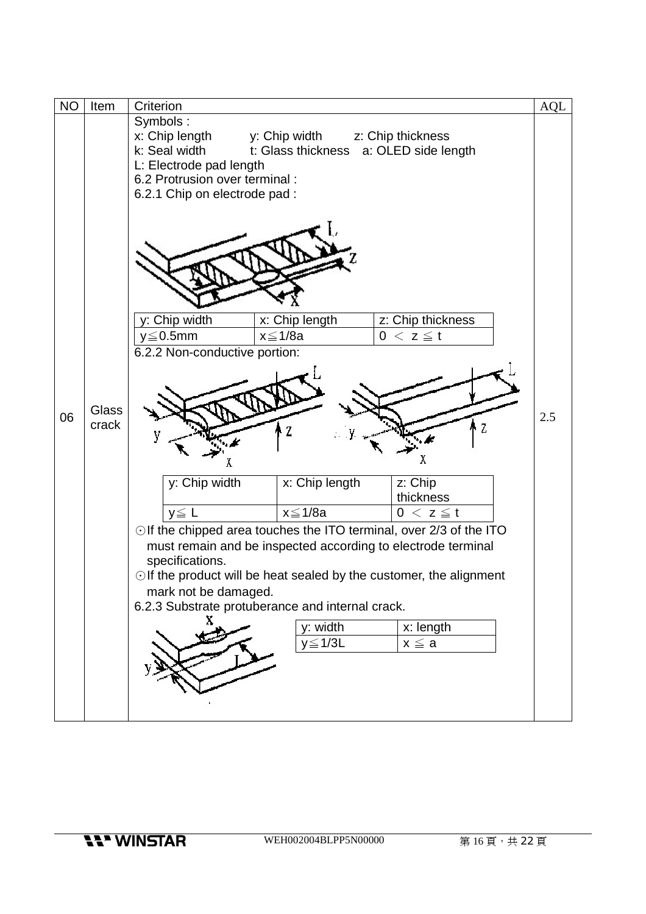| NO | Item | Criterion | AQL |
|---|---|---|---|
| 06 | Glass crack | Symbols :<br>x: Chip length y: Chip width z: Chip thickness<br>k: Seal width t: Glass thickness a: OLED side length<br>L: Electrode pad length<br>6.2 Protrusion over terminal :<br>6.2.1 Chip on electrode pad :<br><br>y: Chip width: y≦0.5mm; x: Chip length: x≦1/8a; z: Chip thickness: 0 ＜ z ≦ t<br><br>6.2.2 Non-conductive portion:<br><br>y: Chip width: y≦ L; x: Chip length: x≦1/8a; z: Chip thickness: 0 ＜ z ≦ t<br><br>⊙If the chipped area touches the ITO terminal, over 2/3 of the ITO must remain and be inspected according to electrode terminal specifications.<br>⊙If the product will be heat sealed by the customer, the alignment mark not be damaged.<br>6.2.3 Substrate protuberance and internal crack.<br><br>y: width: y≦1/3L; x: length: x ≦ a | 2.5 |

6.2.1 Chip on electrode pad:

| y: Chip width | x: Chip length | z: Chip thickness |
|---|---|---|
| y≦0.5mm | x≦1/8a | 0 ＜ z ≦ t |

6.2.2 Non-conductive portion:

| y: Chip width | x: Chip length | z: Chip thickness |
|---|---|---|
| y≦ L | x≦1/8a | 0 ＜ z ≦ t |

6.2.3 Substrate protuberance and internal crack:

| y: width | x: length |
|---|---|
| y≦1/3L | x ≦ a |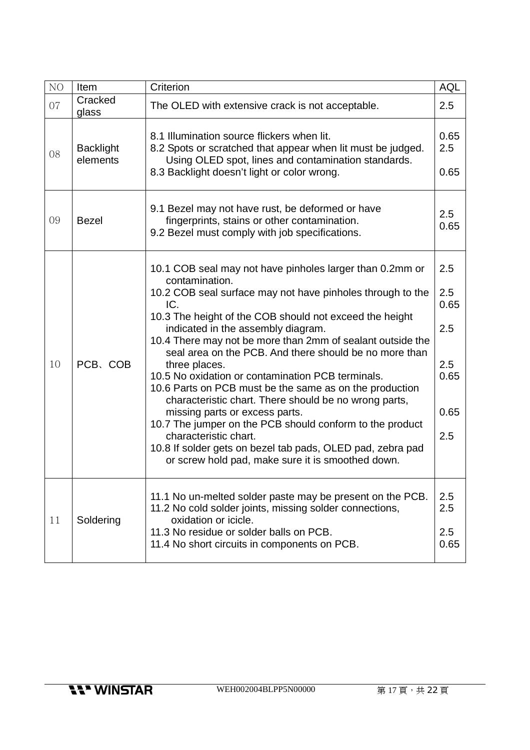| NO | Item | Criterion | AQL |
|---|---|---|---|
| 07 | Cracked glass | The OLED with extensive crack is not acceptable. | 2.5 |
| 08 | Backlight elements | 8.1 Illumination source flickers when lit.<br>8.2 Spots or scratched that appear when lit must be judged. Using OLED spot, lines and contamination standards.<br>8.3 Backlight doesn't light or color wrong. | 0.65<br>2.5<br><br>0.65 |
| 09 | Bezel | 9.1 Bezel may not have rust, be deformed or have fingerprints, stains or other contamination.<br>9.2 Bezel must comply with job specifications. | 2.5<br>0.65 |
| 10 | PCB、COB | 10.1 COB seal may not have pinholes larger than 0.2mm or contamination.<br>10.2 COB seal surface may not have pinholes through to the IC.<br>10.3 The height of the COB should not exceed the height indicated in the assembly diagram.<br>10.4 There may not be more than 2mm of sealant outside the seal area on the PCB. And there should be no more than three places.<br>10.5 No oxidation or contamination PCB terminals.<br>10.6 Parts on PCB must be the same as on the production characteristic chart. There should be no wrong parts, missing parts or excess parts.<br>10.7 The jumper on the PCB should conform to the product characteristic chart.<br>10.8 If solder gets on bezel tab pads, OLED pad, zebra pad or screw hold pad, make sure it is smoothed down. | 2.5<br><br>2.5<br>0.65<br><br>2.5<br><br>2.5<br>0.65<br><br>0.65<br><br>2.5 |
| 11 | Soldering | 11.1 No un-melted solder paste may be present on the PCB.<br>11.2 No cold solder joints, missing solder connections, oxidation or icicle.<br>11.3 No residue or solder balls on PCB.<br>11.4 No short circuits in components on PCB. | 2.5<br>2.5<br><br>2.5<br>0.65 |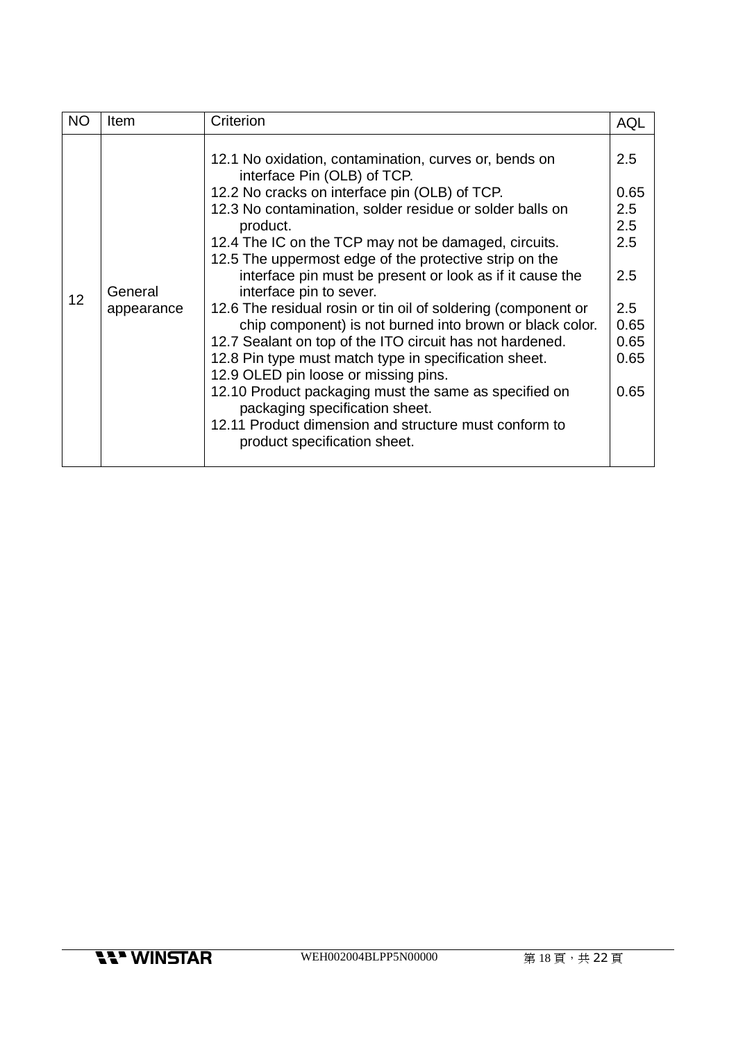| NO | Item | Criterion | AQL |
|---|---|---|---|
| 12 | General appearance | 12.1 No oxidation, contamination, curves or, bends on interface Pin (OLB) of TCP.<br>12.2 No cracks on interface pin (OLB) of TCP.<br>12.3 No contamination, solder residue or solder balls on product.<br>12.4 The IC on the TCP may not be damaged, circuits.<br>12.5 The uppermost edge of the protective strip on the interface pin must be present or look as if it cause the interface pin to sever.<br>12.6 The residual rosin or tin oil of soldering (component or chip component) is not burned into brown or black color.<br>12.7 Sealant on top of the ITO circuit has not hardened.<br>12.8 Pin type must match type in specification sheet.<br>12.9 OLED pin loose or missing pins.<br>12.10 Product packaging must the same as specified on packaging specification sheet.<br>12.11 Product dimension and structure must conform to product specification sheet. | 2.5<br><br>0.65<br>2.5<br>2.5<br>2.5<br><br>2.5<br><br>2.5<br>0.65<br>0.65<br>0.65<br><br>0.65 |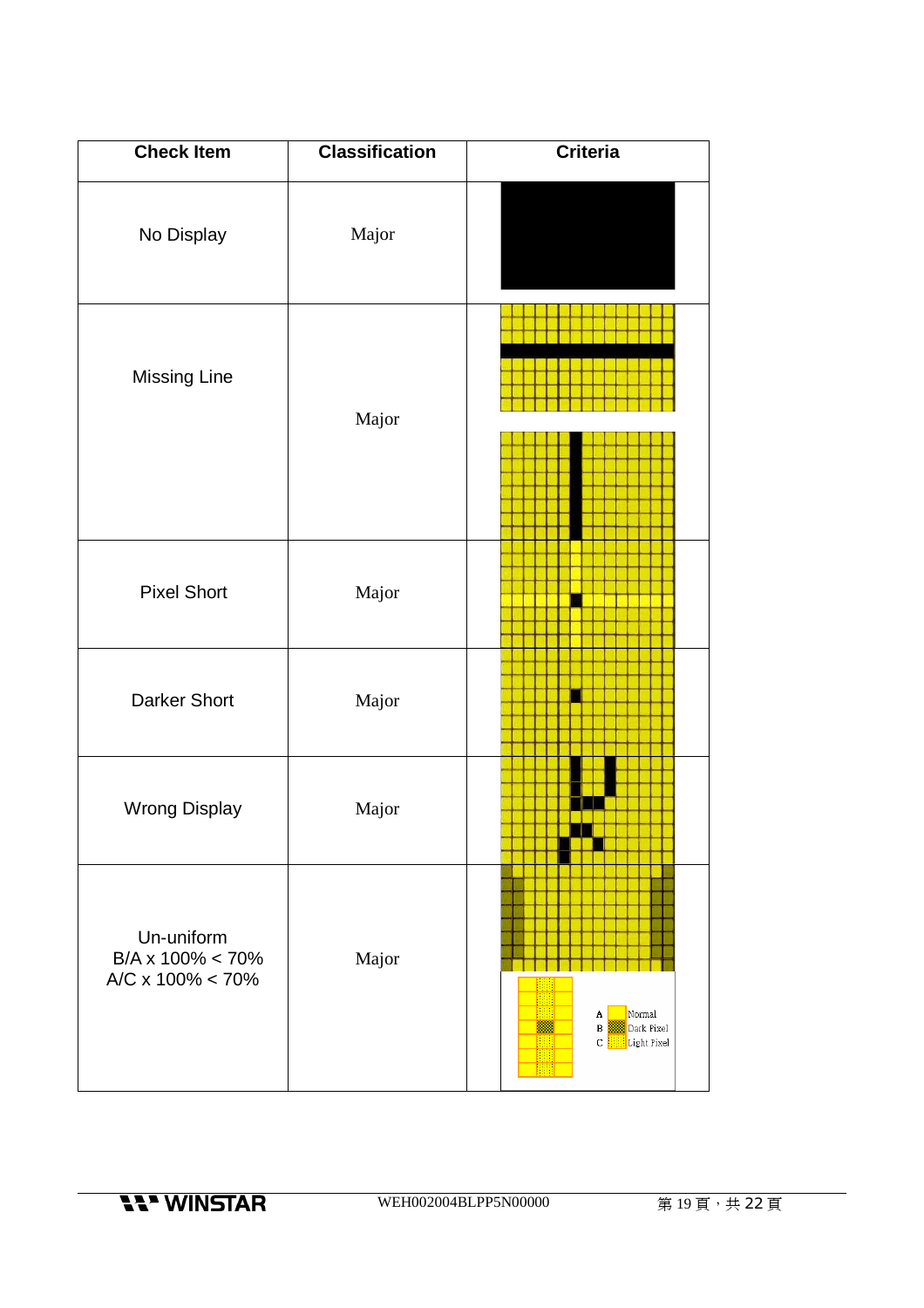| Check Item | Classification | Criteria |
|---|---|---|
| No Display | Major | |
| Missing Line | Major | |
| Pixel Short | Major | |
| Darker Short | Major | |
| Wrong Display | Major | |
| Un-uniform<br>B/A x 100% < 70%<br>A/C x 100% < 70% | Major | A Normal<br>B Dark Pixel<br>C Light Pixel |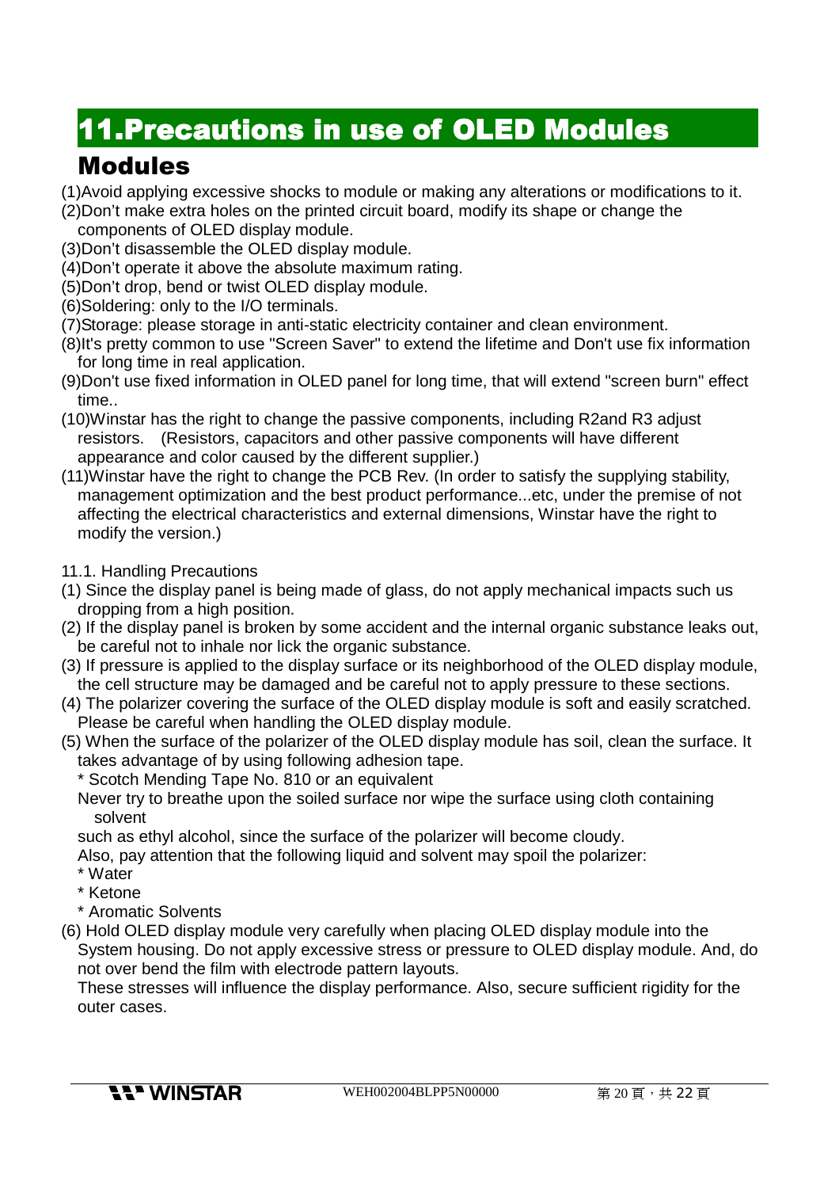# 11.Precautions in use of OLED Modules

## Modules

(1)Avoid applying excessive shocks to module or making any alterations or modifications to it.
(2)Don't make extra holes on the printed circuit board, modify its shape or change the components of OLED display module.
(3)Don't disassemble the OLED display module.
(4)Don't operate it above the absolute maximum rating.
(5)Don't drop, bend or twist OLED display module.
(6)Soldering: only to the I/O terminals.
(7)Storage: please storage in anti-static electricity container and clean environment.
(8)It's pretty common to use "Screen Saver" to extend the lifetime and Don't use fix information for long time in real application.
(9)Don't use fixed information in OLED panel for long time, that will extend "screen burn" effect time..
(10)Winstar has the right to change the passive components, including R2and R3 adjust resistors. (Resistors, capacitors and other passive components will have different appearance and color caused by the different supplier.)
(11)Winstar have the right to change the PCB Rev. (In order to satisfy the supplying stability, management optimization and the best product performance...etc, under the premise of not affecting the electrical characteristics and external dimensions, Winstar have the right to modify the version.)

11.1. Handling Precautions

(1) Since the display panel is being made of glass, do not apply mechanical impacts such us dropping from a high position.
(2) If the display panel is broken by some accident and the internal organic substance leaks out, be careful not to inhale nor lick the organic substance.
(3) If pressure is applied to the display surface or its neighborhood of the OLED display module, the cell structure may be damaged and be careful not to apply pressure to these sections.
(4) The polarizer covering the surface of the OLED display module is soft and easily scratched. Please be careful when handling the OLED display module.
(5) When the surface of the polarizer of the OLED display module has soil, clean the surface. It takes advantage of by using following adhesion tape.
 * Scotch Mending Tape No. 810 or an equivalent
 Never try to breathe upon the soiled surface nor wipe the surface using cloth containing solvent
 such as ethyl alcohol, since the surface of the polarizer will become cloudy.
 Also, pay attention that the following liquid and solvent may spoil the polarizer:
 * Water
 * Ketone
 * Aromatic Solvents
(6) Hold OLED display module very carefully when placing OLED display module into the System housing. Do not apply excessive stress or pressure to OLED display module. And, do not over bend the film with electrode pattern layouts.
 These stresses will influence the display performance. Also, secure sufficient rigidity for the outer cases.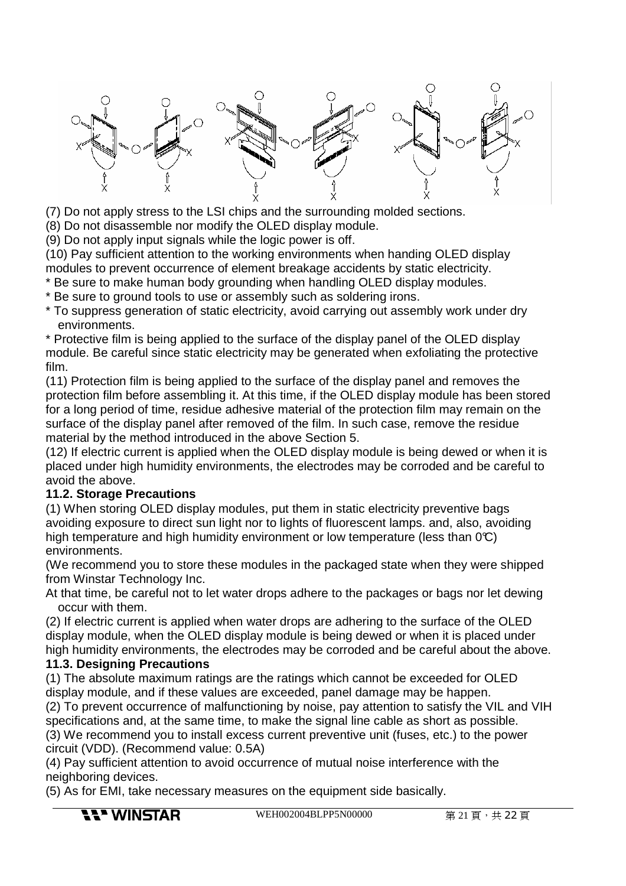(7) Do not apply stress to the LSI chips and the surrounding molded sections.

(8) Do not disassemble nor modify the OLED display module.

(9) Do not apply input signals while the logic power is off.

(10) Pay sufficient attention to the working environments when handing OLED display modules to prevent occurrence of element breakage accidents by static electricity.

* Be sure to make human body grounding when handling OLED display modules.
* Be sure to ground tools to use or assembly such as soldering irons.
* To suppress generation of static electricity, avoid carrying out assembly work under dry environments.
* Protective film is being applied to the surface of the display panel of the OLED display module. Be careful since static electricity may be generated when exfoliating the protective film.

(11) Protection film is being applied to the surface of the display panel and removes the protection film before assembling it. At this time, if the OLED display module has been stored for a long period of time, residue adhesive material of the protection film may remain on the surface of the display panel after removed of the film. In such case, remove the residue material by the method introduced in the above Section 5.

(12) If electric current is applied when the OLED display module is being dewed or when it is placed under high humidity environments, the electrodes may be corroded and be careful to avoid the above.

### 11.2. Storage Precautions

(1) When storing OLED display modules, put them in static electricity preventive bags avoiding exposure to direct sun light nor to lights of fluorescent lamps. and, also, avoiding high temperature and high humidity environment or low temperature (less than 0℃) environments.

(We recommend you to store these modules in the packaged state when they were shipped from Winstar Technology Inc.

At that time, be careful not to let water drops adhere to the packages or bags nor let dewing occur with them.

(2) If electric current is applied when water drops are adhering to the surface of the OLED display module, when the OLED display module is being dewed or when it is placed under high humidity environments, the electrodes may be corroded and be careful about the above.

### 11.3. Designing Precautions

(1) The absolute maximum ratings are the ratings which cannot be exceeded for OLED display module, and if these values are exceeded, panel damage may be happen.

(2) To prevent occurrence of malfunctioning by noise, pay attention to satisfy the VIL and VIH specifications and, at the same time, to make the signal line cable as short as possible.

(3) We recommend you to install excess current preventive unit (fuses, etc.) to the power circuit (VDD). (Recommend value: 0.5A)

(4) Pay sufficient attention to avoid occurrence of mutual noise interference with the neighboring devices.

(5) As for EMI, take necessary measures on the equipment side basically.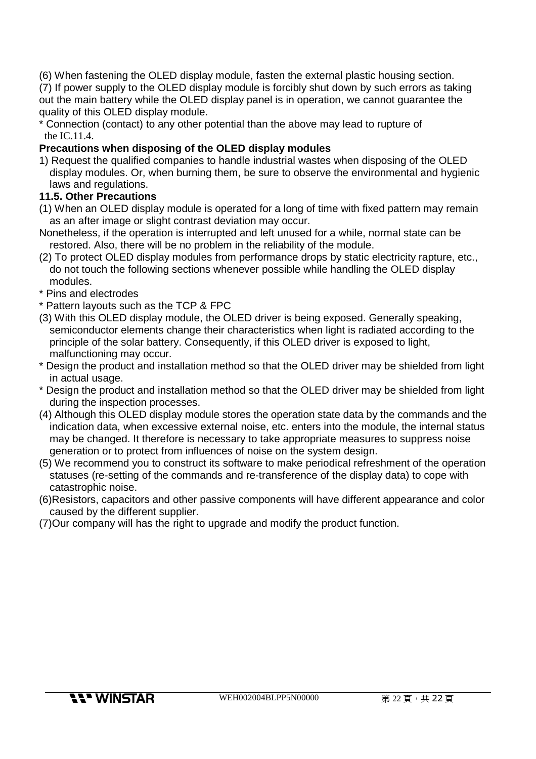(6) When fastening the OLED display module, fasten the external plastic housing section.

(7) If power supply to the OLED display module is forcibly shut down by such errors as taking out the main battery while the OLED display panel is in operation, we cannot guarantee the quality of this OLED display module.

* Connection (contact) to any other potential than the above may lead to rupture of the IC.11.4.

**Precautions when disposing of the OLED display modules**

1) Request the qualified companies to handle industrial wastes when disposing of the OLED display modules. Or, when burning them, be sure to observe the environmental and hygienic laws and regulations.

**11.5. Other Precautions**

(1) When an OLED display module is operated for a long of time with fixed pattern may remain as an after image or slight contrast deviation may occur.

Nonetheless, if the operation is interrupted and left unused for a while, normal state can be restored. Also, there will be no problem in the reliability of the module.

(2) To protect OLED display modules from performance drops by static electricity rapture, etc., do not touch the following sections whenever possible while handling the OLED display modules.

* Pins and electrodes
* Pattern layouts such as the TCP & FPC

(3) With this OLED display module, the OLED driver is being exposed. Generally speaking, semiconductor elements change their characteristics when light is radiated according to the principle of the solar battery. Consequently, if this OLED driver is exposed to light, malfunctioning may occur.

* Design the product and installation method so that the OLED driver may be shielded from light in actual usage.
* Design the product and installation method so that the OLED driver may be shielded from light during the inspection processes.

(4) Although this OLED display module stores the operation state data by the commands and the indication data, when excessive external noise, etc. enters into the module, the internal status may be changed. It therefore is necessary to take appropriate measures to suppress noise generation or to protect from influences of noise on the system design.

(5) We recommend you to construct its software to make periodical refreshment of the operation statuses (re-setting of the commands and re-transference of the display data) to cope with catastrophic noise.

(6)Resistors, capacitors and other passive components will have different appearance and color caused by the different supplier.

(7)Our company will has the right to upgrade and modify the product function.